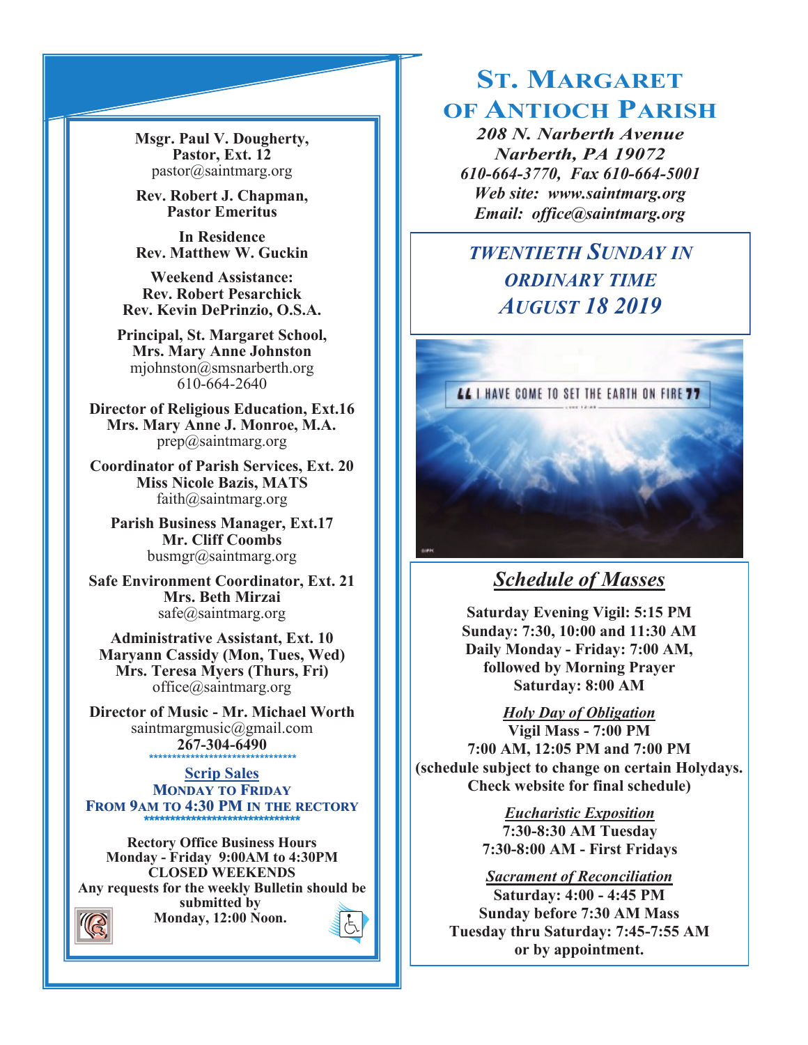# St. Margaret of Antioch Parish

*208 N. Narberth Avenue*
*Narberth, PA 19072*
*610-664-3770, Fax 610-664-5001*
*Web site: www.saintmarg.org*
*Email: office@saintmarg.org*

## *Twentieth Sunday in Ordinary Time*
## *August 18 2019*

**Msgr. Paul V. Dougherty, Pastor, Ext. 12**
pastor@saintmarg.org

**Rev. Robert J. Chapman, Pastor Emeritus**

**In Residence**
**Rev. Matthew W. Guckin**

**Weekend Assistance:**
**Rev. Robert Pesarchick**
**Rev. Kevin DePrinzio, O.S.A.**

**Principal, St. Margaret School,**
**Mrs. Mary Anne Johnston**
mjohnston@smsnarberth.org
610-664-2640

**Director of Religious Education, Ext.16**
**Mrs. Mary Anne J. Monroe, M.A.**
prep@saintmarg.org

**Coordinator of Parish Services, Ext. 20**
**Miss Nicole Bazis, MATS**
faith@saintmarg.org

**Parish Business Manager, Ext.17**
**Mr. Cliff Coombs**
busmgr@saintmarg.org

**Safe Environment Coordinator, Ext. 21**
**Mrs. Beth Mirzai**
safe@saintmarg.org

**Administrative Assistant, Ext. 10**
**Maryann Cassidy (Mon, Tues, Wed)**
**Mrs. Teresa Myers (Thurs, Fri)**
office@saintmarg.org

**Director of Music - Mr. Michael Worth**
saintmargmusic@gmail.com
**267-304-6490**

**Scrip Sales**
**Monday to Friday**
**From 9AM to 4:30 PM in the Rectory**

**Rectory Office Business Hours**
**Monday - Friday 9:00AM to 4:30PM**
**CLOSED WEEKENDS**
**Any requests for the weekly Bulletin should be submitted by**
**Monday, 12:00 Noon.**

## *Schedule of Masses*

**Saturday Evening Vigil: 5:15 PM**
**Sunday: 7:30, 10:00 and 11:30 AM**
**Daily Monday - Friday: 7:00 AM, followed by Morning Prayer**
**Saturday: 8:00 AM**

***Holy Day of Obligation***
**Vigil Mass - 7:00 PM**
**7:00 AM, 12:05 PM and 7:00 PM**
**(schedule subject to change on certain Holydays. Check website for final schedule)**

***Eucharistic Exposition***
**7:30-8:30 AM Tuesday**
**7:30-8:00 AM - First Fridays**

***Sacrament of Reconciliation***
**Saturday: 4:00 - 4:45 PM**
**Sunday before 7:30 AM Mass**
**Tuesday thru Saturday: 7:45-7:55 AM**
**or by appointment.**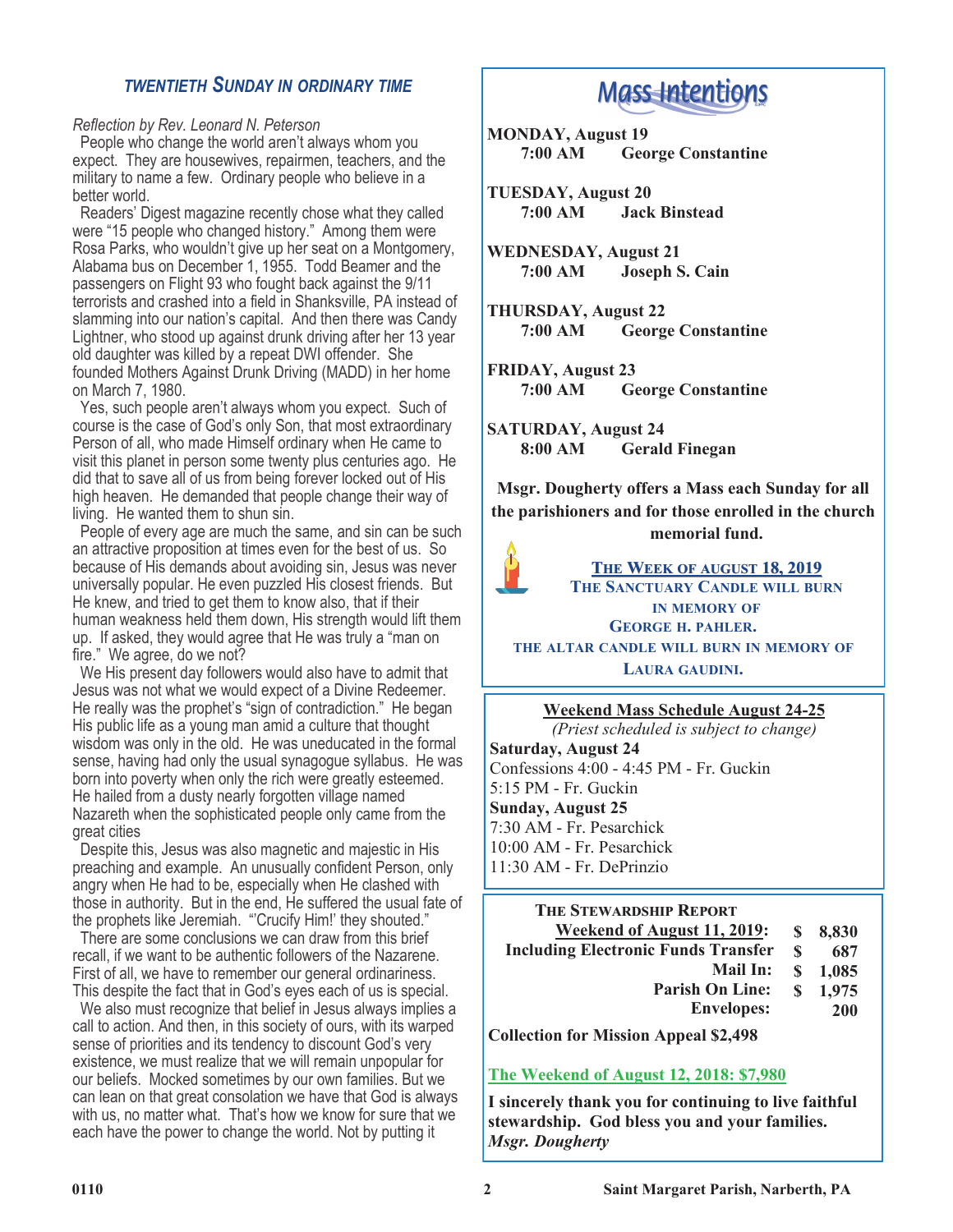### *TWENTIETH SUNDAY IN ORDINARY TIME*

*Reflection by Rev. Leonard N. Peterson*

People who change the world aren't always whom you expect. They are housewives, repairmen, teachers, and the military to name a few. Ordinary people who believe in a better world.

Readers' Digest magazine recently chose what they called were "15 people who changed history." Among them were Rosa Parks, who wouldn't give up her seat on a Montgomery, Alabama bus on December 1, 1955. Todd Beamer and the passengers on Flight 93 who fought back against the 9/11 terrorists and crashed into a field in Shanksville, PA instead of slamming into our nation's capital. And then there was Candy Lightner, who stood up against drunk driving after her 13 year old daughter was killed by a repeat DWI offender. She founded Mothers Against Drunk Driving (MADD) in her home on March 7, 1980.

Yes, such people aren't always whom you expect. Such of course is the case of God's only Son, that most extraordinary Person of all, who made Himself ordinary when He came to visit this planet in person some twenty plus centuries ago. He did that to save all of us from being forever locked out of His high heaven. He demanded that people change their way of living. He wanted them to shun sin.

People of every age are much the same, and sin can be such an attractive proposition at times even for the best of us. So because of His demands about avoiding sin, Jesus was never universally popular. He even puzzled His closest friends. But He knew, and tried to get them to know also, that if their human weakness held them down, His strength would lift them up. If asked, they would agree that He was truly a "man on fire." We agree, do we not?

We His present day followers would also have to admit that Jesus was not what we would expect of a Divine Redeemer. He really was the prophet's "sign of contradiction." He began His public life as a young man amid a culture that thought wisdom was only in the old. He was uneducated in the formal sense, having had only the usual synagogue syllabus. He was born into poverty when only the rich were greatly esteemed. He hailed from a dusty nearly forgotten village named Nazareth when the sophisticated people only came from the great cities

Despite this, Jesus was also magnetic and majestic in His preaching and example. An unusually confident Person, only angry when He had to be, especially when He clashed with those in authority. But in the end, He suffered the usual fate of the prophets like Jeremiah. "'Crucify Him!' they shouted."

There are some conclusions we can draw from this brief recall, if we want to be authentic followers of the Nazarene. First of all, we have to remember our general ordinariness. This despite the fact that in God's eyes each of us is special.

We also must recognize that belief in Jesus always implies a call to action. And then, in this society of ours, with its warped sense of priorities and its tendency to discount God's very existence, we must realize that we will remain unpopular for our beliefs. Mocked sometimes by our own families. But we can lean on that great consolation we have that God is always with us, no matter what. That's how we know for sure that we each have the power to change the world. Not by putting it

## Mass Intentions

**MONDAY, August 19**
**7:00 AM George Constantine**

**TUESDAY, August 20**
**7:00 AM Jack Binstead**

**WEDNESDAY, August 21**
**7:00 AM Joseph S. Cain**

**THURSDAY, August 22**
**7:00 AM George Constantine**

**FRIDAY, August 23**
**7:00 AM George Constantine**

**SATURDAY, August 24**
**8:00 AM Gerald Finegan**

**Msgr. Dougherty offers a Mass each Sunday for all the parishioners and for those enrolled in the church memorial fund.**

**THE WEEK OF AUGUST 18, 2019**
**THE SANCTUARY CANDLE WILL BURN IN MEMORY OF GEORGE H. PAHLER.**
**THE ALTAR CANDLE WILL BURN IN MEMORY OF LAURA GAUDINI.**

**Weekend Mass Schedule August 24-25**
*(Priest scheduled is subject to change)*

**Saturday, August 24**
Confessions 4:00 - 4:45 PM - Fr. Guckin
5:15 PM - Fr. Guckin

**Sunday, August 25**
7:30 AM - Fr. Pesarchick
10:00 AM - Fr. Pesarchick
11:30 AM - Fr. DePrinzio

**THE STEWARDSHIP REPORT**

| | | |
|---|---|---|
| **Weekend of August 11, 2019:** | **$** | **8,830** |
| **Including Electronic Funds Transfer** | **$** | **687** |
| **Mail In:** | **$** | **1,085** |
| **Parish On Line:** | **$** | **1,975** |
| **Envelopes:** | | **200** |

**Collection for Mission Appeal $2,498**

**The Weekend of August 12, 2018: $7,980**

**I sincerely thank you for continuing to live faithful stewardship. God bless you and your families.**
***Msgr. Dougherty***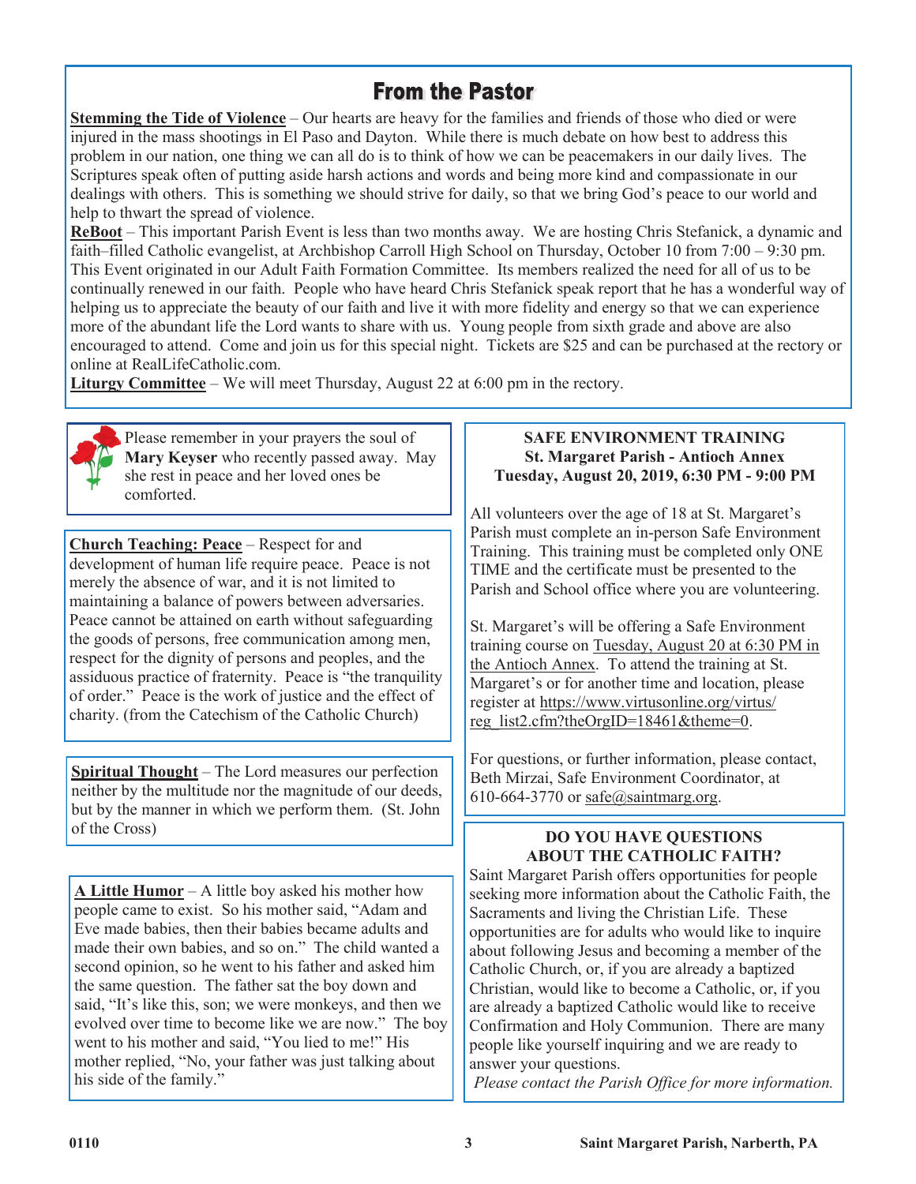## From the Pastor

**Stemming the Tide of Violence** – Our hearts are heavy for the families and friends of those who died or were injured in the mass shootings in El Paso and Dayton. While there is much debate on how best to address this problem in our nation, one thing we can all do is to think of how we can be peacemakers in our daily lives. The Scriptures speak often of putting aside harsh actions and words and being more kind and compassionate in our dealings with others. This is something we should strive for daily, so that we bring God's peace to our world and help to thwart the spread of violence.

**ReBoot** – This important Parish Event is less than two months away. We are hosting Chris Stefanick, a dynamic and faith–filled Catholic evangelist, at Archbishop Carroll High School on Thursday, October 10 from 7:00 – 9:30 pm. This Event originated in our Adult Faith Formation Committee. Its members realized the need for all of us to be continually renewed in our faith. People who have heard Chris Stefanick speak report that he has a wonderful way of helping us to appreciate the beauty of our faith and live it with more fidelity and energy so that we can experience more of the abundant life the Lord wants to share with us. Young people from sixth grade and above are also encouraged to attend. Come and join us for this special night. Tickets are $25 and can be purchased at the rectory or online at RealLifeCatholic.com.

**Liturgy Committee** – We will meet Thursday, August 22 at 6:00 pm in the rectory.

Please remember in your prayers the soul of **Mary Keyser** who recently passed away. May she rest in peace and her loved ones be comforted.

**Church Teaching: Peace** – Respect for and development of human life require peace. Peace is not merely the absence of war, and it is not limited to maintaining a balance of powers between adversaries. Peace cannot be attained on earth without safeguarding the goods of persons, free communication among men, respect for the dignity of persons and peoples, and the assiduous practice of fraternity. Peace is "the tranquility of order." Peace is the work of justice and the effect of charity. (from the Catechism of the Catholic Church)

**Spiritual Thought** – The Lord measures our perfection neither by the multitude nor the magnitude of our deeds, but by the manner in which we perform them. (St. John of the Cross)

**A Little Humor** – A little boy asked his mother how people came to exist. So his mother said, "Adam and Eve made babies, then their babies became adults and made their own babies, and so on." The child wanted a second opinion, so he went to his father and asked him the same question. The father sat the boy down and said, "It's like this, son; we were monkeys, and then we evolved over time to become like we are now." The boy went to his mother and said, "You lied to me!" His mother replied, "No, your father was just talking about his side of the family."

**SAFE ENVIRONMENT TRAINING**
**St. Margaret Parish - Antioch Annex**
**Tuesday, August 20, 2019, 6:30 PM - 9:00 PM**

All volunteers over the age of 18 at St. Margaret's Parish must complete an in-person Safe Environment Training. This training must be completed only ONE TIME and the certificate must be presented to the Parish and School office where you are volunteering.

St. Margaret's will be offering a Safe Environment training course on Tuesday, August 20 at 6:30 PM in the Antioch Annex. To attend the training at St. Margaret's or for another time and location, please register at https://www.virtusonline.org/virtus/reg_list2.cfm?theOrgID=18461&theme=0.

For questions, or further information, please contact, Beth Mirzai, Safe Environment Coordinator, at 610-664-3770 or safe@saintmarg.org.

**DO YOU HAVE QUESTIONS ABOUT THE CATHOLIC FAITH?**

Saint Margaret Parish offers opportunities for people seeking more information about the Catholic Faith, the Sacraments and living the Christian Life. These opportunities are for adults who would like to inquire about following Jesus and becoming a member of the Catholic Church, or, if you are already a baptized Christian, would like to become a Catholic, or, if you are already a baptized Catholic would like to receive Confirmation and Holy Communion. There are many people like yourself inquiring and we are ready to answer your questions.

*Please contact the Parish Office for more information.*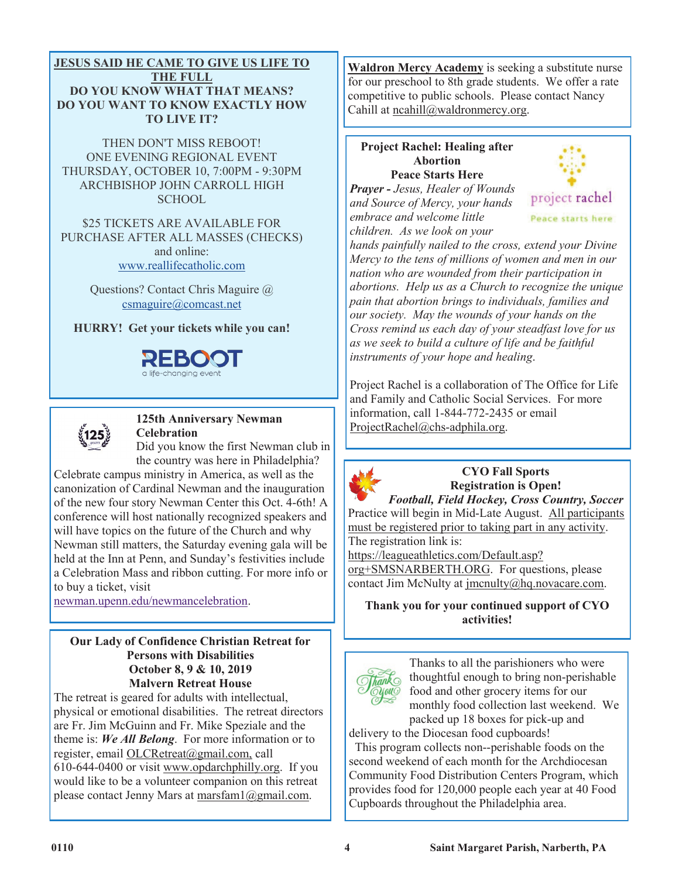**JESUS SAID HE CAME TO GIVE US LIFE TO THE FULL**
**DO YOU KNOW WHAT THAT MEANS?**
**DO YOU WANT TO KNOW EXACTLY HOW TO LIVE IT?**

THEN DON'T MISS REBOOT!
ONE EVENING REGIONAL EVENT
THURSDAY, OCTOBER 10, 7:00PM - 9:30PM
ARCHBISHOP JOHN CARROLL HIGH SCHOOL

$25 TICKETS ARE AVAILABLE FOR PURCHASE AFTER ALL MASSES (CHECKS) and online:
www.reallifecatholic.com

Questions? Contact Chris Maguire @ csmaguire@comcast.net

**HURRY! Get your tickets while you can!**

REBOOT
a life-changing event

---

**125th Anniversary Newman Celebration**

Did you know the first Newman club in the country was here in Philadelphia? Celebrate campus ministry in America, as well as the canonization of Cardinal Newman and the inauguration of the new four story Newman Center this Oct. 4-6th! A conference will host nationally recognized speakers and will have topics on the future of the Church and why Newman still matters, the Saturday evening gala will be held at the Inn at Penn, and Sunday's festivities include a Celebration Mass and ribbon cutting. For more info or to buy a ticket, visit newman.upenn.edu/newmancelebration.

---

**Our Lady of Confidence Christian Retreat for Persons with Disabilities**
**October 8, 9 & 10, 2019**
**Malvern Retreat House**

The retreat is geared for adults with intellectual, physical or emotional disabilities. The retreat directors are Fr. Jim McGuinn and Fr. Mike Speziale and the theme is: ***We All Belong***. For more information or to register, email OLCRetreat@gmail.com, call 610-644-0400 or visit www.opdarchphilly.org. If you would like to be a volunteer companion on this retreat please contact Jenny Mars at marsfam1@gmail.com.

---

Waldron Mercy Academy is seeking a substitute nurse for our preschool to 8th grade students. We offer a rate competitive to public schools. Please contact Nancy Cahill at ncahill@waldronmercy.org.

---

**Project Rachel: Healing after Abortion**
**Peace Starts Here**

***Prayer -*** *Jesus, Healer of Wounds and Source of Mercy, your hands embrace and welcome little children. As we look on your hands painfully nailed to the cross, extend your Divine Mercy to the tens of millions of women and men in our nation who are wounded from their participation in abortions. Help us as a Church to recognize the unique pain that abortion brings to individuals, families and our society. May the wounds of your hands on the Cross remind us each day of your steadfast love for us as we seek to build a culture of life and be faithful instruments of your hope and healing.*

Project Rachel is a collaboration of The Office for Life and Family and Catholic Social Services. For more information, call 1-844-772-2435 or email ProjectRachel@chs-adphila.org.

---

**CYO Fall Sports**
**Registration is Open!**
***Football, Field Hockey, Cross Country, Soccer***

Practice will begin in Mid-Late August. All participants must be registered prior to taking part in any activity. The registration link is: https://leagueathletics.com/Default.asp?org+SMSNARBERTH.ORG. For questions, please contact Jim McNulty at jmcnulty@hq.novacare.com.

**Thank you for your continued support of CYO activities!**

---

Thanks to all the parishioners who were thoughtful enough to bring non-perishable food and other grocery items for our monthly food collection last weekend. We packed up 18 boxes for pick-up and delivery to the Diocesan food cupboards!

This program collects non--perishable foods on the second weekend of each month for the Archdiocesan Community Food Distribution Centers Program, which provides food for 120,000 people each year at 40 Food Cupboards throughout the Philadelphia area.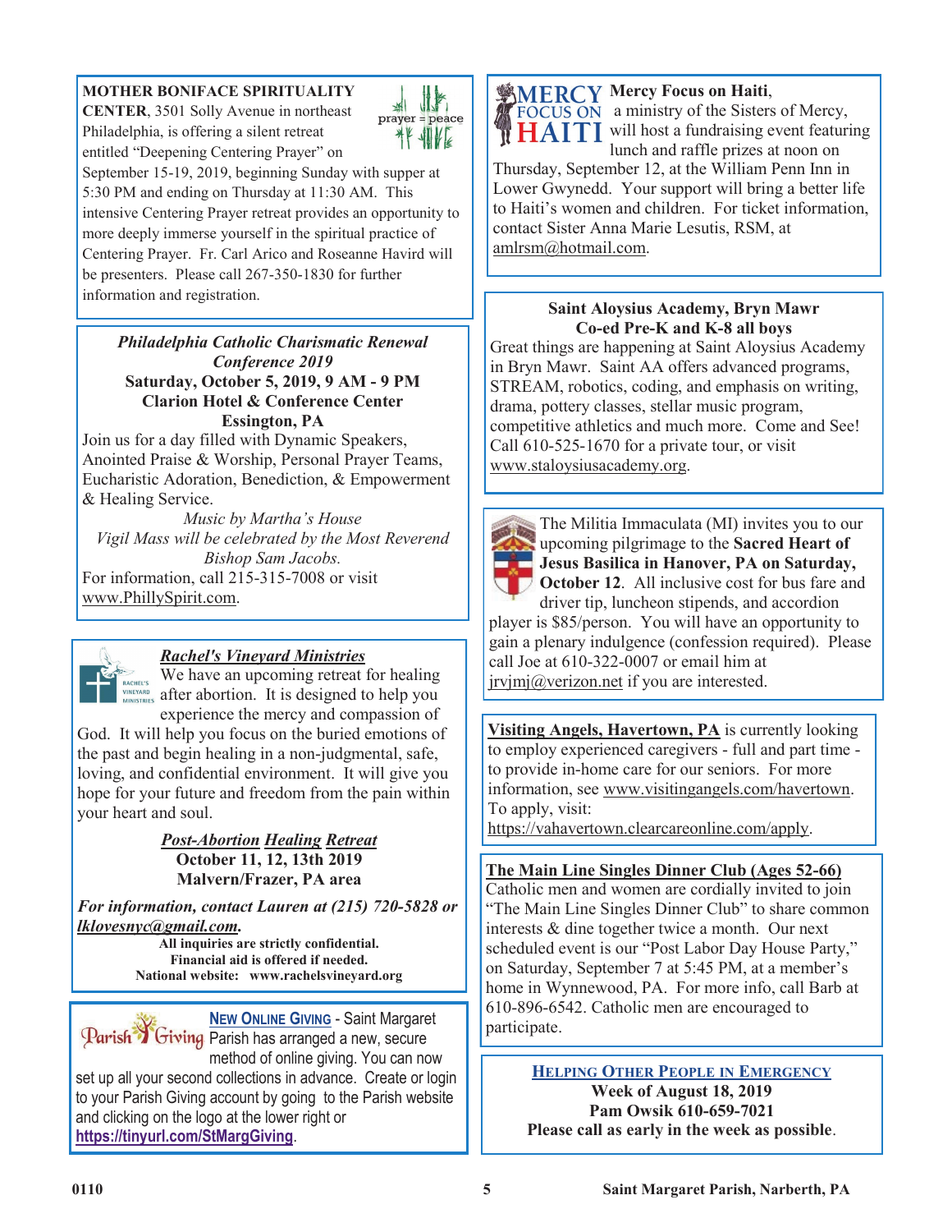**MOTHER BONIFACE SPIRITUALITY CENTER**, 3501 Solly Avenue in northeast Philadelphia, is offering a silent retreat entitled "Deepening Centering Prayer" on September 15-19, 2019, beginning Sunday with supper at 5:30 PM and ending on Thursday at 11:30 AM. This intensive Centering Prayer retreat provides an opportunity to more deeply immerse yourself in the spiritual practice of Centering Prayer. Fr. Carl Arico and Roseanne Havird will be presenters. Please call 267-350-1830 for further information and registration.

***Philadelphia Catholic Charismatic Renewal Conference 2019***
**Saturday, October 5, 2019, 9 AM - 9 PM**
**Clarion Hotel & Conference Center**
**Essington, PA**

Join us for a day filled with Dynamic Speakers, Anointed Praise & Worship, Personal Prayer Teams, Eucharistic Adoration, Benediction, & Empowerment & Healing Service.

*Music by Martha's House*
*Vigil Mass will be celebrated by the Most Reverend Bishop Sam Jacobs.*

For information, call 215-315-7008 or visit www.PhillySpirit.com.

***Rachel's Vineyard Ministries***

We have an upcoming retreat for healing after abortion. It is designed to help you experience the mercy and compassion of God. It will help you focus on the buried emotions of the past and begin healing in a non-judgmental, safe, loving, and confidential environment. It will give you hope for your future and freedom from the pain within your heart and soul.

***Post-Abortion Healing Retreat***
**October 11, 12, 13th 2019**
**Malvern/Frazer, PA area**

***For information, contact Lauren at (215) 720-5828 or lklovesnyc@gmail.com.***

**All inquiries are strictly confidential.**
**Financial aid is offered if needed.**
**National website: www.rachelsvineyard.org**

**NEW ONLINE GIVING** - Saint Margaret Parish has arranged a new, secure method of online giving. You can now set up all your second collections in advance. Create or login to your Parish Giving account by going to the Parish website and clicking on the logo at the lower right or **https://tinyurl.com/StMargGiving**.

**Mercy Focus on Haiti**, a ministry of the Sisters of Mercy, will host a fundraising event featuring lunch and raffle prizes at noon on Thursday, September 12, at the William Penn Inn in Lower Gwynedd. Your support will bring a better life to Haiti's women and children. For ticket information, contact Sister Anna Marie Lesutis, RSM, at amlrsm@hotmail.com.

**Saint Aloysius Academy, Bryn Mawr**
**Co-ed Pre-K and K-8 all boys**

Great things are happening at Saint Aloysius Academy in Bryn Mawr. Saint AA offers advanced programs, STREAM, robotics, coding, and emphasis on writing, drama, pottery classes, stellar music program, competitive athletics and much more. Come and See! Call 610-525-1670 for a private tour, or visit www.staloysiusacademy.org.

The Militia Immaculata (MI) invites you to our upcoming pilgrimage to the **Sacred Heart of Jesus Basilica in Hanover, PA on Saturday, October 12**. All inclusive cost for bus fare and driver tip, luncheon stipends, and accordion player is $85/person. You will have an opportunity to gain a plenary indulgence (confession required). Please call Joe at 610-322-0007 or email him at jrvjmj@verizon.net if you are interested.

**Visiting Angels, Havertown, PA** is currently looking to employ experienced caregivers - full and part time - to provide in-home care for our seniors. For more information, see www.visitingangels.com/havertown. To apply, visit: https://vahavertown.clearcareonline.com/apply.

**The Main Line Singles Dinner Club (Ages 52-66)**

Catholic men and women are cordially invited to join "The Main Line Singles Dinner Club" to share common interests & dine together twice a month. Our next scheduled event is our "Post Labor Day House Party," on Saturday, September 7 at 5:45 PM, at a member's home in Wynnewood, PA. For more info, call Barb at 610-896-6542. Catholic men are encouraged to participate.

**HELPING OTHER PEOPLE IN EMERGENCY**
**Week of August 18, 2019**
**Pam Owsik 610-659-7021**
**Please call as early in the week as possible**.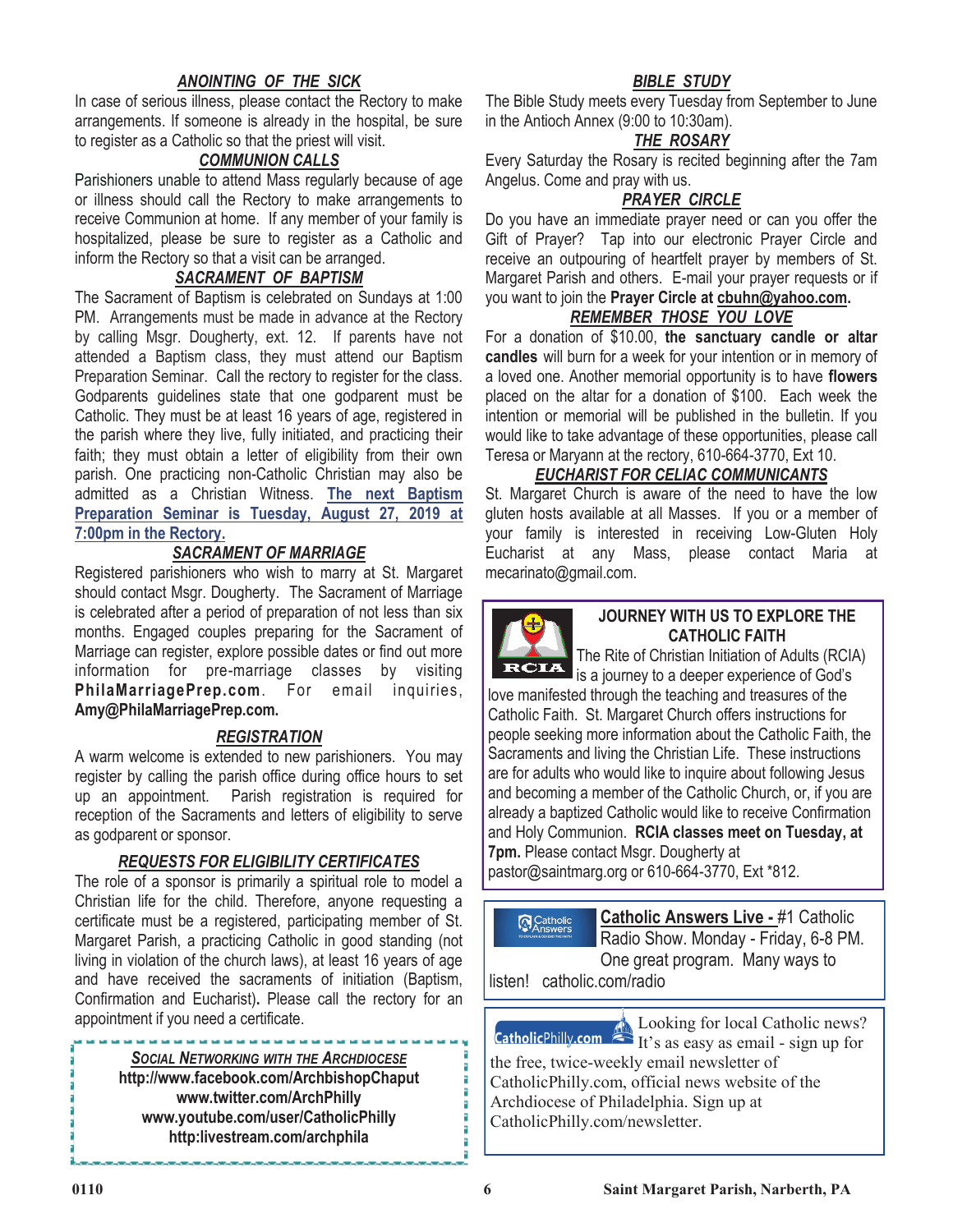### *ANOINTING OF THE SICK*

In case of serious illness, please contact the Rectory to make arrangements. If someone is already in the hospital, be sure to register as a Catholic so that the priest will visit.

### *COMMUNION CALLS*

Parishioners unable to attend Mass regularly because of age or illness should call the Rectory to make arrangements to receive Communion at home. If any member of your family is hospitalized, please be sure to register as a Catholic and inform the Rectory so that a visit can be arranged.

### *SACRAMENT OF BAPTISM*

The Sacrament of Baptism is celebrated on Sundays at 1:00 PM. Arrangements must be made in advance at the Rectory by calling Msgr. Dougherty, ext. 12. If parents have not attended a Baptism class, they must attend our Baptism Preparation Seminar. Call the rectory to register for the class. Godparents guidelines state that one godparent must be Catholic. They must be at least 16 years of age, registered in the parish where they live, fully initiated, and practicing their faith; they must obtain a letter of eligibility from their own parish. One practicing non-Catholic Christian may also be admitted as a Christian Witness. **The next Baptism Preparation Seminar is Tuesday, August 27, 2019 at 7:00pm in the Rectory.**

### *SACRAMENT OF MARRIAGE*

Registered parishioners who wish to marry at St. Margaret should contact Msgr. Dougherty. The Sacrament of Marriage is celebrated after a period of preparation of not less than six months. Engaged couples preparing for the Sacrament of Marriage can register, explore possible dates or find out more information for pre-marriage classes by visiting **PhilaMarriagePrep.com**. For email inquiries, **Amy@PhilaMarriagePrep.com.**

### *REGISTRATION*

A warm welcome is extended to new parishioners. You may register by calling the parish office during office hours to set up an appointment. Parish registration is required for reception of the Sacraments and letters of eligibility to serve as godparent or sponsor.

### *REQUESTS FOR ELIGIBILITY CERTIFICATES*

The role of a sponsor is primarily a spiritual role to model a Christian life for the child. Therefore, anyone requesting a certificate must be a registered, participating member of St. Margaret Parish, a practicing Catholic in good standing (not living in violation of the church laws), at least 16 years of age and have received the sacraments of initiation (Baptism, Confirmation and Eucharist)**.** Please call the rectory for an appointment if you need a certificate.

### *SOCIAL NETWORKING WITH THE ARCHDIOCESE*

**http://www.facebook.com/ArchbishopChaput**
**www.twitter.com/ArchPhilly**
**www.youtube.com/user/CatholicPhilly**
**http:livestream.com/archphila**

### *BIBLE STUDY*

The Bible Study meets every Tuesday from September to June in the Antioch Annex (9:00 to 10:30am).

### *THE ROSARY*

Every Saturday the Rosary is recited beginning after the 7am Angelus. Come and pray with us.

### *PRAYER CIRCLE*

Do you have an immediate prayer need or can you offer the Gift of Prayer? Tap into our electronic Prayer Circle and receive an outpouring of heartfelt prayer by members of St. Margaret Parish and others. E-mail your prayer requests or if you want to join the **Prayer Circle at cbuhn@yahoo.com.**

### *REMEMBER THOSE YOU LOVE*

For a donation of $10.00, **the sanctuary candle or altar candles** will burn for a week for your intention or in memory of a loved one. Another memorial opportunity is to have **flowers** placed on the altar for a donation of $100. Each week the intention or memorial will be published in the bulletin. If you would like to take advantage of these opportunities, please call Teresa or Maryann at the rectory, 610-664-3770, Ext 10.

### *EUCHARIST FOR CELIAC COMMUNICANTS*

St. Margaret Church is aware of the need to have the low gluten hosts available at all Masses. If you or a member of your family is interested in receiving Low-Gluten Holy Eucharist at any Mass, please contact Maria at mecarinato@gmail.com.

### JOURNEY WITH US TO EXPLORE THE CATHOLIC FAITH

The Rite of Christian Initiation of Adults (RCIA) is a journey to a deeper experience of God's love manifested through the teaching and treasures of the Catholic Faith. St. Margaret Church offers instructions for people seeking more information about the Catholic Faith, the Sacraments and living the Christian Life. These instructions are for adults who would like to inquire about following Jesus and becoming a member of the Catholic Church, or, if you are already a baptized Catholic would like to receive Confirmation and Holy Communion. **RCIA classes meet on Tuesday, at 7pm.** Please contact Msgr. Dougherty at pastor@saintmarg.org or 610-664-3770, Ext *812.

**Catholic Answers Live -** #1 Catholic Radio Show. Monday - Friday, 6-8 PM. One great program. Many ways to listen! catholic.com/radio

Looking for local Catholic news? It's as easy as email - sign up for the free, twice-weekly email newsletter of CatholicPhilly.com, official news website of the Archdiocese of Philadelphia. Sign up at CatholicPhilly.com/newsletter.